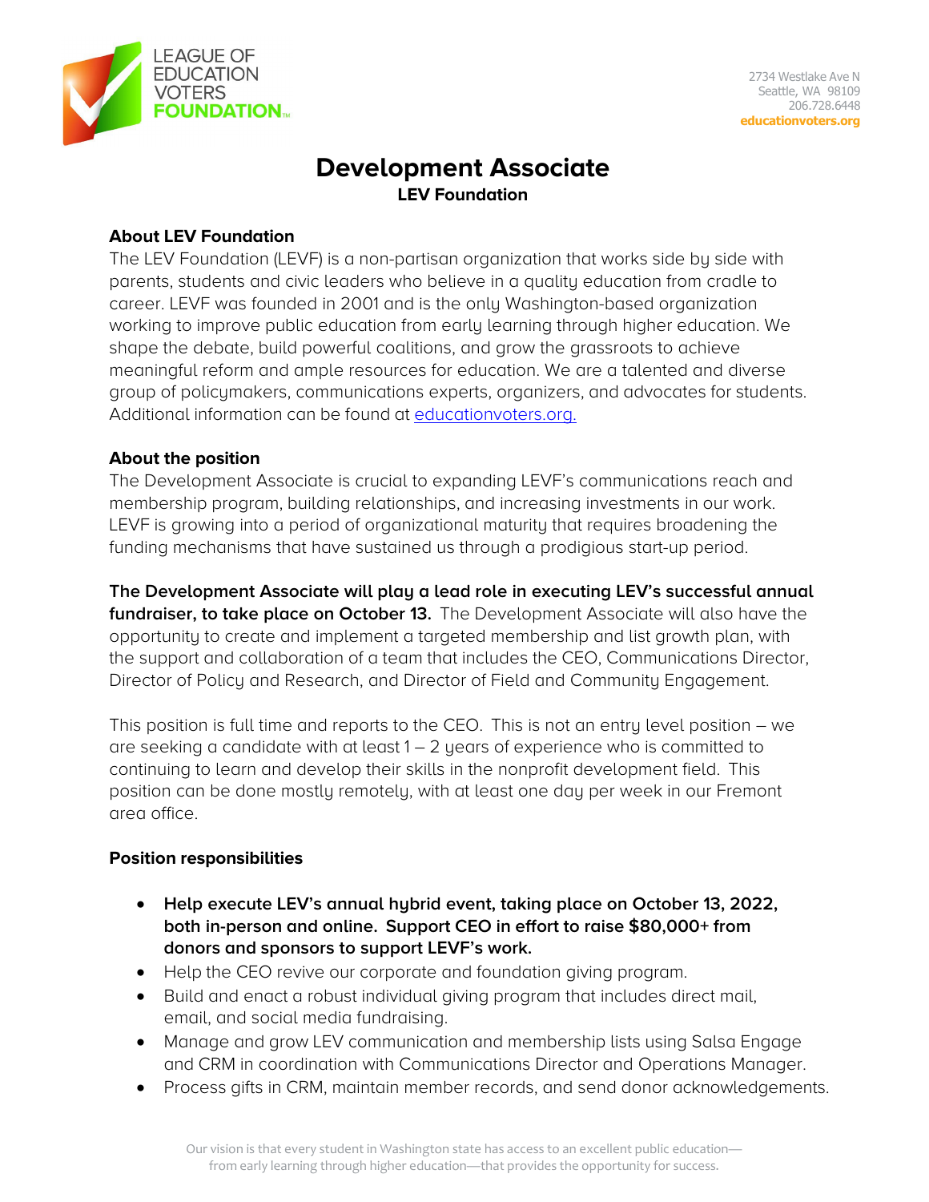LEAGUE OF EDUCATION VOTERS FOUNDATION

2734 Westlake Ave N
Seattle, WA 98109
206.728.6448
educationvoters.org

# Development Associate

**LEV Foundation**

**About LEV Foundation**

The LEV Foundation (LEVF) is a non-partisan organization that works side by side with parents, students and civic leaders who believe in a quality education from cradle to career. LEVF was founded in 2001 and is the only Washington-based organization working to improve public education from early learning through higher education. We shape the debate, build powerful coalitions, and grow the grassroots to achieve meaningful reform and ample resources for education. We are a talented and diverse group of policymakers, communications experts, organizers, and advocates for students. Additional information can be found at educationvoters.org.

**About the position**

The Development Associate is crucial to expanding LEVF's communications reach and membership program, building relationships, and increasing investments in our work. LEVF is growing into a period of organizational maturity that requires broadening the funding mechanisms that have sustained us through a prodigious start-up period.

**The Development Associate will play a lead role in executing LEV's successful annual fundraiser, to take place on October 13.** The Development Associate will also have the opportunity to create and implement a targeted membership and list growth plan, with the support and collaboration of a team that includes the CEO, Communications Director, Director of Policy and Research, and Director of Field and Community Engagement.

This position is full time and reports to the CEO. This is not an entry level position – we are seeking a candidate with at least 1 – 2 years of experience who is committed to continuing to learn and develop their skills in the nonprofit development field. This position can be done mostly remotely, with at least one day per week in our Fremont area office.

**Position responsibilities**

- **Help execute LEV's annual hybrid event, taking place on October 13, 2022, both in-person and online. Support CEO in effort to raise $80,000+ from donors and sponsors to support LEVF's work.**
- Help the CEO revive our corporate and foundation giving program.
- Build and enact a robust individual giving program that includes direct mail, email, and social media fundraising.
- Manage and grow LEV communication and membership lists using Salsa Engage and CRM in coordination with Communications Director and Operations Manager.
- Process gifts in CRM, maintain member records, and send donor acknowledgements.

Our vision is that every student in Washington state has access to an excellent public education—from early learning through higher education—that provides the opportunity for success.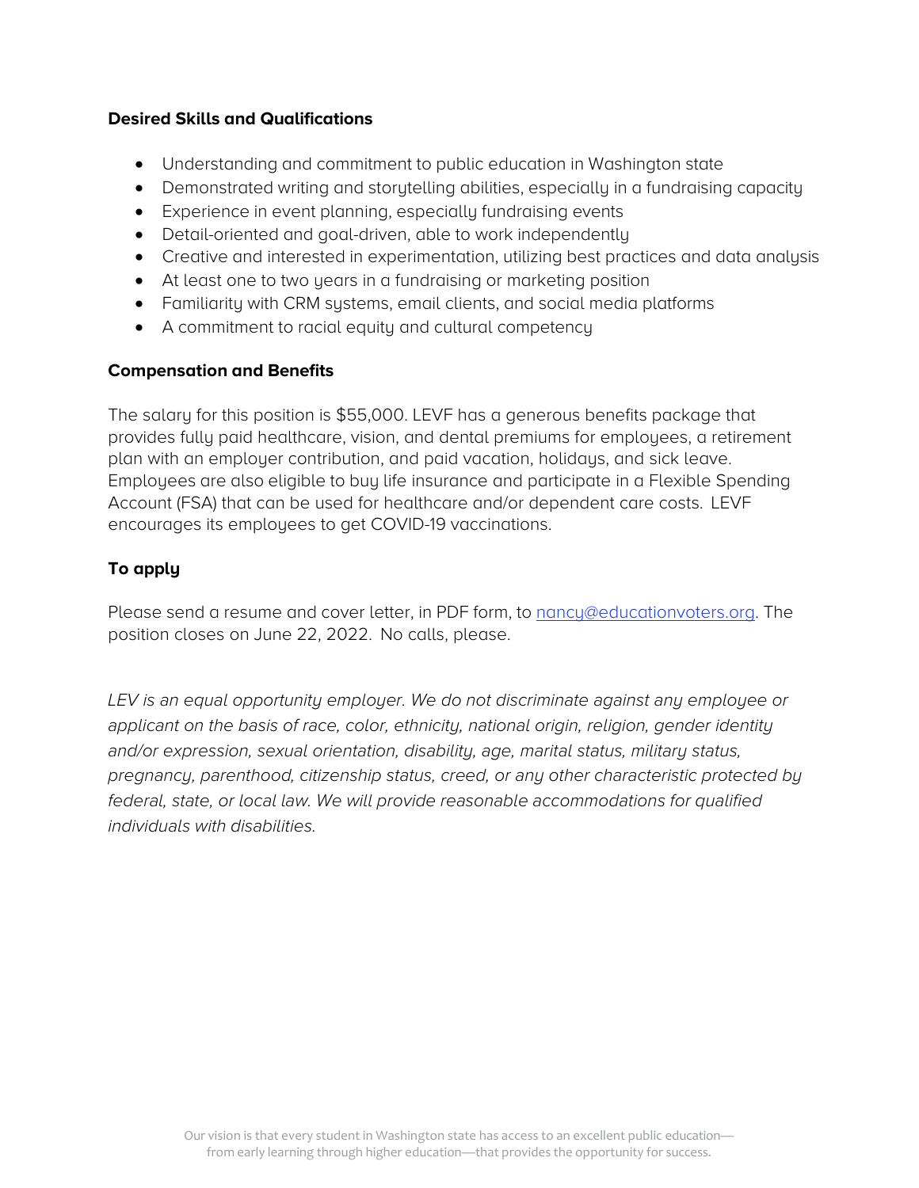**Desired Skills and Qualifications**

- Understanding and commitment to public education in Washington state
- Demonstrated writing and storytelling abilities, especially in a fundraising capacity
- Experience in event planning, especially fundraising events
- Detail-oriented and goal-driven, able to work independently
- Creative and interested in experimentation, utilizing best practices and data analysis
- At least one to two years in a fundraising or marketing position
- Familiarity with CRM systems, email clients, and social media platforms
- A commitment to racial equity and cultural competency

**Compensation and Benefits**

The salary for this position is $55,000. LEVF has a generous benefits package that provides fully paid healthcare, vision, and dental premiums for employees, a retirement plan with an employer contribution, and paid vacation, holidays, and sick leave. Employees are also eligible to buy life insurance and participate in a Flexible Spending Account (FSA) that can be used for healthcare and/or dependent care costs. LEVF encourages its employees to get COVID-19 vaccinations.

**To apply**

Please send a resume and cover letter, in PDF form, to nancy@educationvoters.org. The position closes on June 22, 2022. No calls, please.

*LEV is an equal opportunity employer. We do not discriminate against any employee or applicant on the basis of race, color, ethnicity, national origin, religion, gender identity and/or expression, sexual orientation, disability, age, marital status, military status, pregnancy, parenthood, citizenship status, creed, or any other characteristic protected by federal, state, or local law. We will provide reasonable accommodations for qualified individuals with disabilities.*